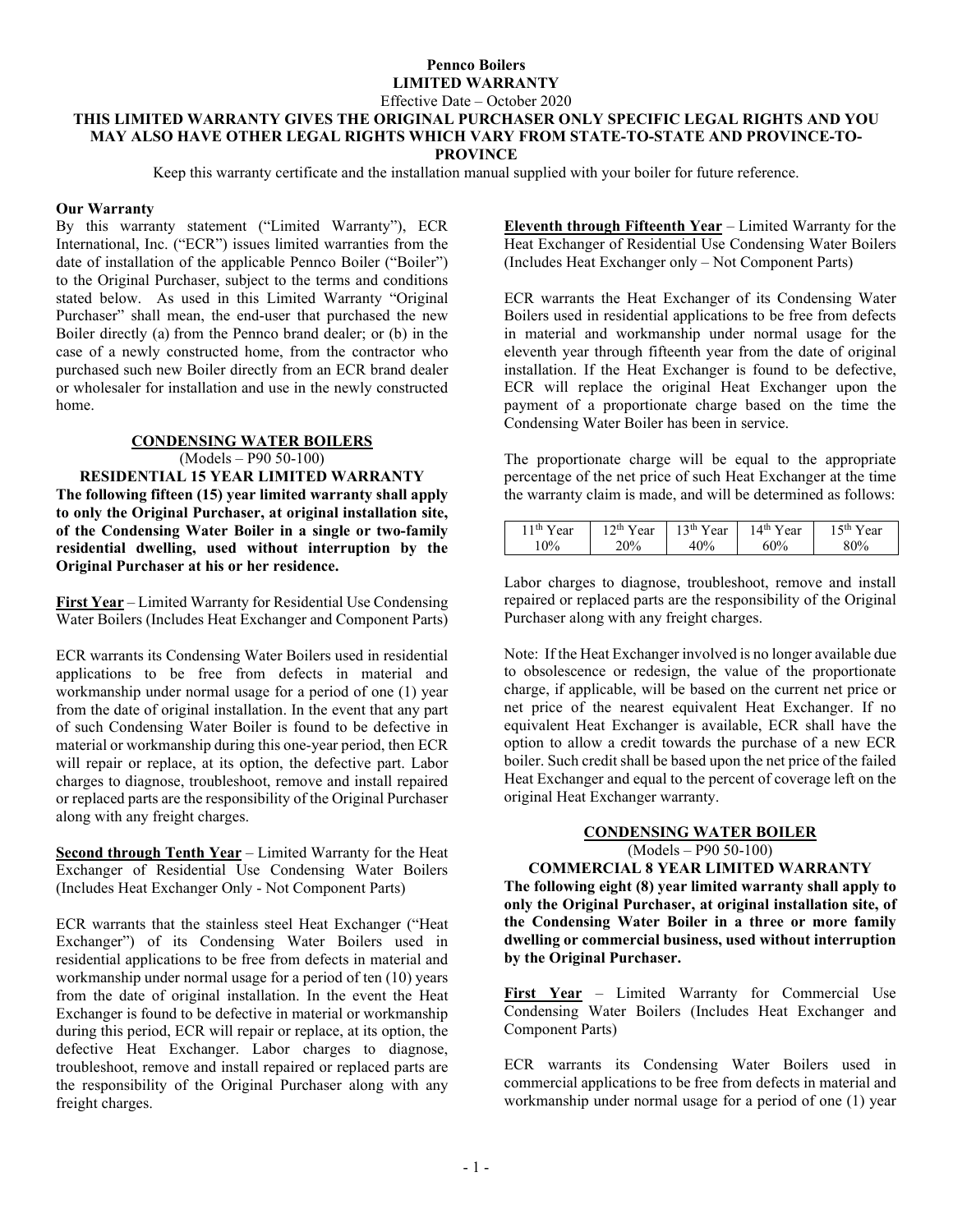**Pennco Boilers**
**LIMITED WARRANTY**

Effective Date – October 2020

**THIS LIMITED WARRANTY GIVES THE ORIGINAL PURCHASER ONLY SPECIFIC LEGAL RIGHTS AND YOU MAY ALSO HAVE OTHER LEGAL RIGHTS WHICH VARY FROM STATE-TO-STATE AND PROVINCE-TO-PROVINCE**

Keep this warranty certificate and the installation manual supplied with your boiler for future reference.

**Our Warranty**

By this warranty statement ("Limited Warranty"), ECR International, Inc. ("ECR") issues limited warranties from the date of installation of the applicable Pennco Boiler ("Boiler") to the Original Purchaser, subject to the terms and conditions stated below. As used in this Limited Warranty "Original Purchaser" shall mean, the end-user that purchased the new Boiler directly (a) from the Pennco brand dealer; or (b) in the case of a newly constructed home, from the contractor who purchased such new Boiler directly from an ECR brand dealer or wholesaler for installation and use in the newly constructed home.

## CONDENSING WATER BOILERS

(Models – P90 50-100)

**RESIDENTIAL 15 YEAR LIMITED WARRANTY**

**The following fifteen (15) year limited warranty shall apply to only the Original Purchaser, at original installation site, of the Condensing Water Boiler in a single or two-family residential dwelling, used without interruption by the Original Purchaser at his or her residence.**

**First Year** – Limited Warranty for Residential Use Condensing Water Boilers (Includes Heat Exchanger and Component Parts)

ECR warrants its Condensing Water Boilers used in residential applications to be free from defects in material and workmanship under normal usage for a period of one (1) year from the date of original installation. In the event that any part of such Condensing Water Boiler is found to be defective in material or workmanship during this one-year period, then ECR will repair or replace, at its option, the defective part. Labor charges to diagnose, troubleshoot, remove and install repaired or replaced parts are the responsibility of the Original Purchaser along with any freight charges.

**Second through Tenth Year** – Limited Warranty for the Heat Exchanger of Residential Use Condensing Water Boilers (Includes Heat Exchanger Only - Not Component Parts)

ECR warrants that the stainless steel Heat Exchanger ("Heat Exchanger") of its Condensing Water Boilers used in residential applications to be free from defects in material and workmanship under normal usage for a period of ten (10) years from the date of original installation. In the event the Heat Exchanger is found to be defective in material or workmanship during this period, ECR will repair or replace, at its option, the defective Heat Exchanger. Labor charges to diagnose, troubleshoot, remove and install repaired or replaced parts are the responsibility of the Original Purchaser along with any freight charges.

**Eleventh through Fifteenth Year** – Limited Warranty for the Heat Exchanger of Residential Use Condensing Water Boilers (Includes Heat Exchanger only – Not Component Parts)

ECR warrants the Heat Exchanger of its Condensing Water Boilers used in residential applications to be free from defects in material and workmanship under normal usage for the eleventh year through fifteenth year from the date of original installation. If the Heat Exchanger is found to be defective, ECR will replace the original Heat Exchanger upon the payment of a proportionate charge based on the time the Condensing Water Boiler has been in service.

The proportionate charge will be equal to the appropriate percentage of the net price of such Heat Exchanger at the time the warranty claim is made, and will be determined as follows:

| 11th Year | 12th Year | 13th Year | 14th Year | 15th Year |
|---|---|---|---|---|
| 10% | 20% | 40% | 60% | 80% |

Labor charges to diagnose, troubleshoot, remove and install repaired or replaced parts are the responsibility of the Original Purchaser along with any freight charges.

Note: If the Heat Exchanger involved is no longer available due to obsolescence or redesign, the value of the proportionate charge, if applicable, will be based on the current net price or net price of the nearest equivalent Heat Exchanger. If no equivalent Heat Exchanger is available, ECR shall have the option to allow a credit towards the purchase of a new ECR boiler. Such credit shall be based upon the net price of the failed Heat Exchanger and equal to the percent of coverage left on the original Heat Exchanger warranty.

## CONDENSING WATER BOILER

(Models – P90 50-100)

**COMMERCIAL 8 YEAR LIMITED WARRANTY**

**The following eight (8) year limited warranty shall apply to only the Original Purchaser, at original installation site, of the Condensing Water Boiler in a three or more family dwelling or commercial business, used without interruption by the Original Purchaser.**

**First Year** – Limited Warranty for Commercial Use Condensing Water Boilers (Includes Heat Exchanger and Component Parts)

ECR warrants its Condensing Water Boilers used in commercial applications to be free from defects in material and workmanship under normal usage for a period of one (1) year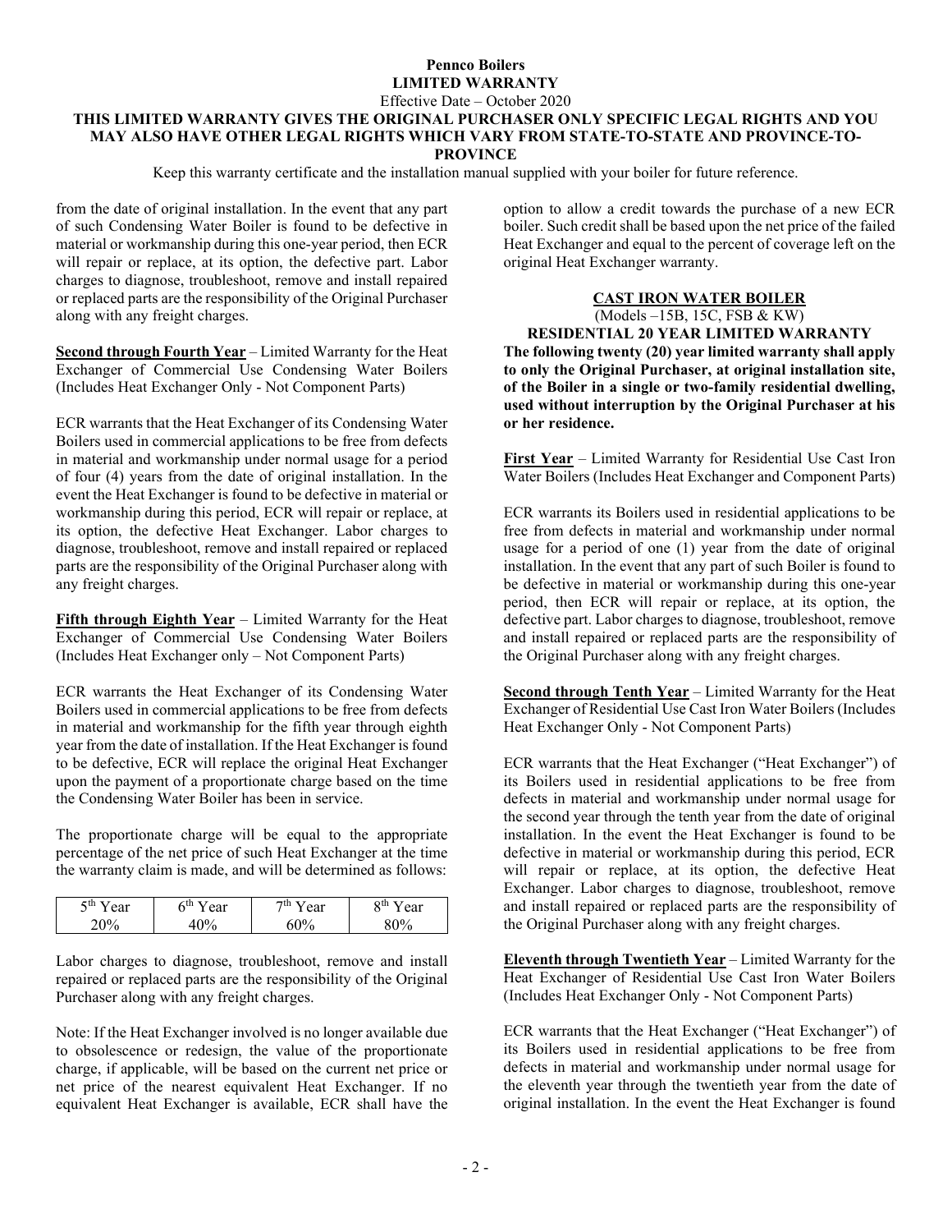**Pennco Boilers**
**LIMITED WARRANTY**
Effective Date – October 2020
**THIS LIMITED WARRANTY GIVES THE ORIGINAL PURCHASER ONLY SPECIFIC LEGAL RIGHTS AND YOU MAY ALSO HAVE OTHER LEGAL RIGHTS WHICH VARY FROM STATE-TO-STATE AND PROVINCE-TO-PROVINCE**

Keep this warranty certificate and the installation manual supplied with your boiler for future reference.

from the date of original installation. In the event that any part of such Condensing Water Boiler is found to be defective in material or workmanship during this one-year period, then ECR will repair or replace, at its option, the defective part. Labor charges to diagnose, troubleshoot, remove and install repaired or replaced parts are the responsibility of the Original Purchaser along with any freight charges.

**Second through Fourth Year** – Limited Warranty for the Heat Exchanger of Commercial Use Condensing Water Boilers (Includes Heat Exchanger Only - Not Component Parts)

ECR warrants that the Heat Exchanger of its Condensing Water Boilers used in commercial applications to be free from defects in material and workmanship under normal usage for a period of four (4) years from the date of original installation. In the event the Heat Exchanger is found to be defective in material or workmanship during this period, ECR will repair or replace, at its option, the defective Heat Exchanger. Labor charges to diagnose, troubleshoot, remove and install repaired or replaced parts are the responsibility of the Original Purchaser along with any freight charges.

**Fifth through Eighth Year** – Limited Warranty for the Heat Exchanger of Commercial Use Condensing Water Boilers (Includes Heat Exchanger only – Not Component Parts)

ECR warrants the Heat Exchanger of its Condensing Water Boilers used in commercial applications to be free from defects in material and workmanship for the fifth year through eighth year from the date of installation. If the Heat Exchanger is found to be defective, ECR will replace the original Heat Exchanger upon the payment of a proportionate charge based on the time the Condensing Water Boiler has been in service.

The proportionate charge will be equal to the appropriate percentage of the net price of such Heat Exchanger at the time the warranty claim is made, and will be determined as follows:

| 5th Year | 6th Year | 7th Year | 8th Year |
|---|---|---|---|
| 20% | 40% | 60% | 80% |

Labor charges to diagnose, troubleshoot, remove and install repaired or replaced parts are the responsibility of the Original Purchaser along with any freight charges.

Note: If the Heat Exchanger involved is no longer available due to obsolescence or redesign, the value of the proportionate charge, if applicable, will be based on the current net price or net price of the nearest equivalent Heat Exchanger. If no equivalent Heat Exchanger is available, ECR shall have the option to allow a credit towards the purchase of a new ECR boiler. Such credit shall be based upon the net price of the failed Heat Exchanger and equal to the percent of coverage left on the original Heat Exchanger warranty.

## CAST IRON WATER BOILER

(Models –15B, 15C, FSB & KW)

**RESIDENTIAL 20 YEAR LIMITED WARRANTY**

**The following twenty (20) year limited warranty shall apply to only the Original Purchaser, at original installation site, of the Boiler in a single or two-family residential dwelling, used without interruption by the Original Purchaser at his or her residence.**

**First Year** – Limited Warranty for Residential Use Cast Iron Water Boilers (Includes Heat Exchanger and Component Parts)

ECR warrants its Boilers used in residential applications to be free from defects in material and workmanship under normal usage for a period of one (1) year from the date of original installation. In the event that any part of such Boiler is found to be defective in material or workmanship during this one-year period, then ECR will repair or replace, at its option, the defective part. Labor charges to diagnose, troubleshoot, remove and install repaired or replaced parts are the responsibility of the Original Purchaser along with any freight charges.

**Second through Tenth Year** – Limited Warranty for the Heat Exchanger of Residential Use Cast Iron Water Boilers (Includes Heat Exchanger Only - Not Component Parts)

ECR warrants that the Heat Exchanger ("Heat Exchanger") of its Boilers used in residential applications to be free from defects in material and workmanship under normal usage for the second year through the tenth year from the date of original installation. In the event the Heat Exchanger is found to be defective in material or workmanship during this period, ECR will repair or replace, at its option, the defective Heat Exchanger. Labor charges to diagnose, troubleshoot, remove and install repaired or replaced parts are the responsibility of the Original Purchaser along with any freight charges.

**Eleventh through Twentieth Year** – Limited Warranty for the Heat Exchanger of Residential Use Cast Iron Water Boilers (Includes Heat Exchanger Only - Not Component Parts)

ECR warrants that the Heat Exchanger ("Heat Exchanger") of its Boilers used in residential applications to be free from defects in material and workmanship under normal usage for the eleventh year through the twentieth year from the date of original installation. In the event the Heat Exchanger is found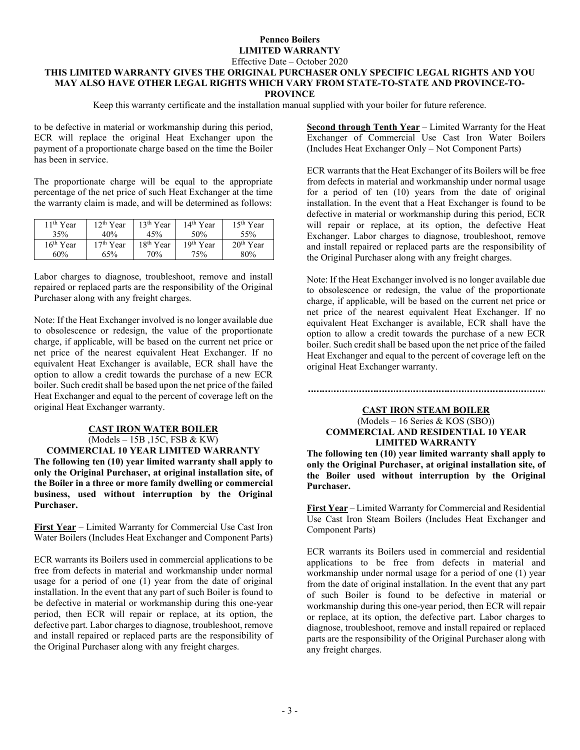**Pennco Boilers**
**LIMITED WARRANTY**
Effective Date – October 2020
**THIS LIMITED WARRANTY GIVES THE ORIGINAL PURCHASER ONLY SPECIFIC LEGAL RIGHTS AND YOU MAY ALSO HAVE OTHER LEGAL RIGHTS WHICH VARY FROM STATE-TO-STATE AND PROVINCE-TO-PROVINCE**

Keep this warranty certificate and the installation manual supplied with your boiler for future reference.

to be defective in material or workmanship during this period, ECR will replace the original Heat Exchanger upon the payment of a proportionate charge based on the time the Boiler has been in service.

The proportionate charge will be equal to the appropriate percentage of the net price of such Heat Exchanger at the time the warranty claim is made, and will be determined as follows:

| 11th Year | 12th Year | 13th Year | 14th Year | 15th Year |
|---|---|---|---|---|
| 35% | 40% | 45% | 50% | 55% |
| 16th Year | 17th Year | 18th Year | 19th Year | 20th Year |
| 60% | 65% | 70% | 75% | 80% |

Labor charges to diagnose, troubleshoot, remove and install repaired or replaced parts are the responsibility of the Original Purchaser along with any freight charges.

Note: If the Heat Exchanger involved is no longer available due to obsolescence or redesign, the value of the proportionate charge, if applicable, will be based on the current net price or net price of the nearest equivalent Heat Exchanger. If no equivalent Heat Exchanger is available, ECR shall have the option to allow a credit towards the purchase of a new ECR boiler. Such credit shall be based upon the net price of the failed Heat Exchanger and equal to the percent of coverage left on the original Heat Exchanger warranty.

## CAST IRON WATER BOILER

(Models – 15B ,15C, FSB & KW)

**COMMERCIAL 10 YEAR LIMITED WARRANTY**

**The following ten (10) year limited warranty shall apply to only the Original Purchaser, at original installation site, of the Boiler in a three or more family dwelling or commercial business, used without interruption by the Original Purchaser.**

**First Year** – Limited Warranty for Commercial Use Cast Iron Water Boilers (Includes Heat Exchanger and Component Parts)

ECR warrants its Boilers used in commercial applications to be free from defects in material and workmanship under normal usage for a period of one (1) year from the date of original installation. In the event that any part of such Boiler is found to be defective in material or workmanship during this one-year period, then ECR will repair or replace, at its option, the defective part. Labor charges to diagnose, troubleshoot, remove and install repaired or replaced parts are the responsibility of the Original Purchaser along with any freight charges.

**Second through Tenth Year** – Limited Warranty for the Heat Exchanger of Commercial Use Cast Iron Water Boilers (Includes Heat Exchanger Only – Not Component Parts)

ECR warrants that the Heat Exchanger of its Boilers will be free from defects in material and workmanship under normal usage for a period of ten (10) years from the date of original installation. In the event that a Heat Exchanger is found to be defective in material or workmanship during this period, ECR will repair or replace, at its option, the defective Heat Exchanger. Labor charges to diagnose, troubleshoot, remove and install repaired or replaced parts are the responsibility of the Original Purchaser along with any freight charges.

Note: If the Heat Exchanger involved is no longer available due to obsolescence or redesign, the value of the proportionate charge, if applicable, will be based on the current net price or net price of the nearest equivalent Heat Exchanger. If no equivalent Heat Exchanger is available, ECR shall have the option to allow a credit towards the purchase of a new ECR boiler. Such credit shall be based upon the net price of the failed Heat Exchanger and equal to the percent of coverage left on the original Heat Exchanger warranty.

## CAST IRON STEAM BOILER

(Models – 16 Series & KOS (SBO))

**COMMERCIAL AND RESIDENTIAL 10 YEAR LIMITED WARRANTY**

**The following ten (10) year limited warranty shall apply to only the Original Purchaser, at original installation site, of the Boiler used without interruption by the Original Purchaser.**

**First Year** – Limited Warranty for Commercial and Residential Use Cast Iron Steam Boilers (Includes Heat Exchanger and Component Parts)

ECR warrants its Boilers used in commercial and residential applications to be free from defects in material and workmanship under normal usage for a period of one (1) year from the date of original installation. In the event that any part of such Boiler is found to be defective in material or workmanship during this one-year period, then ECR will repair or replace, at its option, the defective part. Labor charges to diagnose, troubleshoot, remove and install repaired or replaced parts are the responsibility of the Original Purchaser along with any freight charges.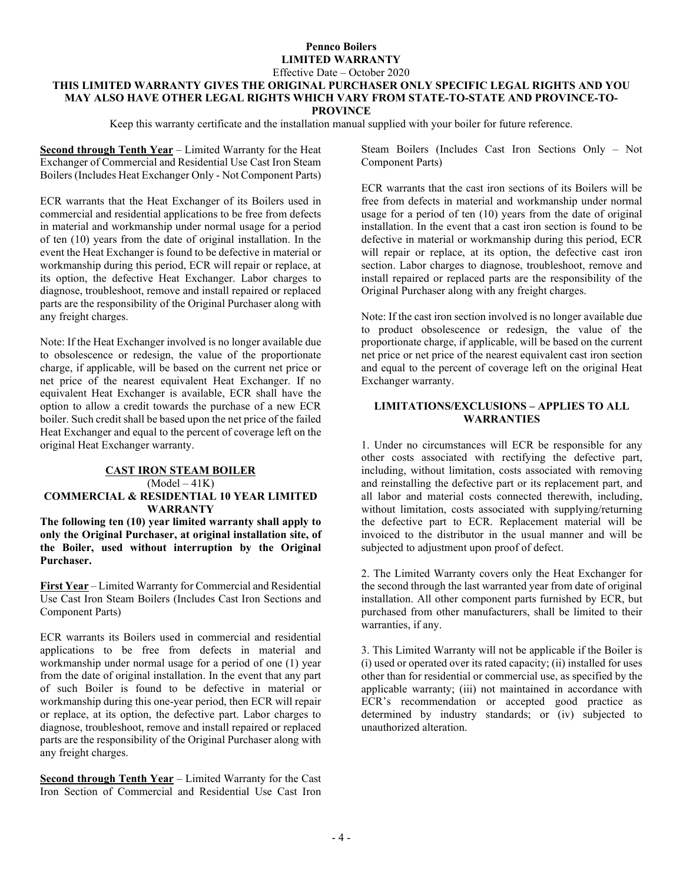**Pennco Boilers**
**LIMITED WARRANTY**
Effective Date – October 2020

**THIS LIMITED WARRANTY GIVES THE ORIGINAL PURCHASER ONLY SPECIFIC LEGAL RIGHTS AND YOU MAY ALSO HAVE OTHER LEGAL RIGHTS WHICH VARY FROM STATE-TO-STATE AND PROVINCE-TO-PROVINCE**

Keep this warranty certificate and the installation manual supplied with your boiler for future reference.

**Second through Tenth Year** – Limited Warranty for the Heat Exchanger of Commercial and Residential Use Cast Iron Steam Boilers (Includes Heat Exchanger Only - Not Component Parts)

ECR warrants that the Heat Exchanger of its Boilers used in commercial and residential applications to be free from defects in material and workmanship under normal usage for a period of ten (10) years from the date of original installation. In the event the Heat Exchanger is found to be defective in material or workmanship during this period, ECR will repair or replace, at its option, the defective Heat Exchanger. Labor charges to diagnose, troubleshoot, remove and install repaired or replaced parts are the responsibility of the Original Purchaser along with any freight charges.

Note: If the Heat Exchanger involved is no longer available due to obsolescence or redesign, the value of the proportionate charge, if applicable, will be based on the current net price or net price of the nearest equivalent Heat Exchanger. If no equivalent Heat Exchanger is available, ECR shall have the option to allow a credit towards the purchase of a new ECR boiler. Such credit shall be based upon the net price of the failed Heat Exchanger and equal to the percent of coverage left on the original Heat Exchanger warranty.

## CAST IRON STEAM BOILER

(Model – 41K)

**COMMERCIAL & RESIDENTIAL 10 YEAR LIMITED WARRANTY**

**The following ten (10) year limited warranty shall apply to only the Original Purchaser, at original installation site, of the Boiler, used without interruption by the Original Purchaser.**

**First Year** – Limited Warranty for Commercial and Residential Use Cast Iron Steam Boilers (Includes Cast Iron Sections and Component Parts)

ECR warrants its Boilers used in commercial and residential applications to be free from defects in material and workmanship under normal usage for a period of one (1) year from the date of original installation. In the event that any part of such Boiler is found to be defective in material or workmanship during this one-year period, then ECR will repair or replace, at its option, the defective part. Labor charges to diagnose, troubleshoot, remove and install repaired or replaced parts are the responsibility of the Original Purchaser along with any freight charges.

**Second through Tenth Year** – Limited Warranty for the Cast Iron Section of Commercial and Residential Use Cast Iron Steam Boilers (Includes Cast Iron Sections Only – Not Component Parts)

ECR warrants that the cast iron sections of its Boilers will be free from defects in material and workmanship under normal usage for a period of ten (10) years from the date of original installation. In the event that a cast iron section is found to be defective in material or workmanship during this period, ECR will repair or replace, at its option, the defective cast iron section. Labor charges to diagnose, troubleshoot, remove and install repaired or replaced parts are the responsibility of the Original Purchaser along with any freight charges.

Note: If the cast iron section involved is no longer available due to product obsolescence or redesign, the value of the proportionate charge, if applicable, will be based on the current net price or net price of the nearest equivalent cast iron section and equal to the percent of coverage left on the original Heat Exchanger warranty.

## LIMITATIONS/EXCLUSIONS – APPLIES TO ALL WARRANTIES

1. Under no circumstances will ECR be responsible for any other costs associated with rectifying the defective part, including, without limitation, costs associated with removing and reinstalling the defective part or its replacement part, and all labor and material costs connected therewith, including, without limitation, costs associated with supplying/returning the defective part to ECR. Replacement material will be invoiced to the distributor in the usual manner and will be subjected to adjustment upon proof of defect.

2. The Limited Warranty covers only the Heat Exchanger for the second through the last warranted year from date of original installation. All other component parts furnished by ECR, but purchased from other manufacturers, shall be limited to their warranties, if any.

3. This Limited Warranty will not be applicable if the Boiler is (i) used or operated over its rated capacity; (ii) installed for uses other than for residential or commercial use, as specified by the applicable warranty; (iii) not maintained in accordance with ECR's recommendation or accepted good practice as determined by industry standards; or (iv) subjected to unauthorized alteration.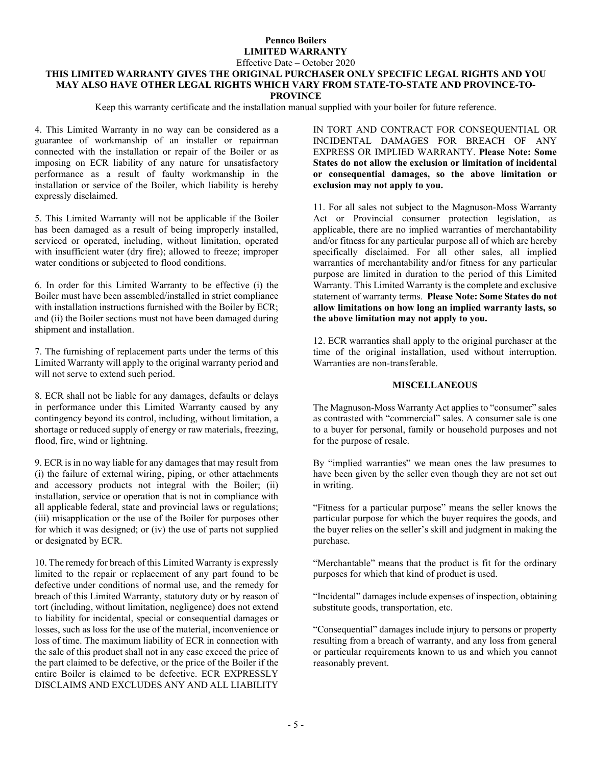**Pennco Boilers**
**LIMITED WARRANTY**
Effective Date – October 2020

**THIS LIMITED WARRANTY GIVES THE ORIGINAL PURCHASER ONLY SPECIFIC LEGAL RIGHTS AND YOU MAY ALSO HAVE OTHER LEGAL RIGHTS WHICH VARY FROM STATE-TO-STATE AND PROVINCE-TO-PROVINCE**

Keep this warranty certificate and the installation manual supplied with your boiler for future reference.

4. This Limited Warranty in no way can be considered as a guarantee of workmanship of an installer or repairman connected with the installation or repair of the Boiler or as imposing on ECR liability of any nature for unsatisfactory performance as a result of faulty workmanship in the installation or service of the Boiler, which liability is hereby expressly disclaimed.

5. This Limited Warranty will not be applicable if the Boiler has been damaged as a result of being improperly installed, serviced or operated, including, without limitation, operated with insufficient water (dry fire); allowed to freeze; improper water conditions or subjected to flood conditions.

6. In order for this Limited Warranty to be effective (i) the Boiler must have been assembled/installed in strict compliance with installation instructions furnished with the Boiler by ECR; and (ii) the Boiler sections must not have been damaged during shipment and installation.

7. The furnishing of replacement parts under the terms of this Limited Warranty will apply to the original warranty period and will not serve to extend such period.

8. ECR shall not be liable for any damages, defaults or delays in performance under this Limited Warranty caused by any contingency beyond its control, including, without limitation, a shortage or reduced supply of energy or raw materials, freezing, flood, fire, wind or lightning.

9. ECR is in no way liable for any damages that may result from (i) the failure of external wiring, piping, or other attachments and accessory products not integral with the Boiler; (ii) installation, service or operation that is not in compliance with all applicable federal, state and provincial laws or regulations; (iii) misapplication or the use of the Boiler for purposes other for which it was designed; or (iv) the use of parts not supplied or designated by ECR.

10. The remedy for breach of this Limited Warranty is expressly limited to the repair or replacement of any part found to be defective under conditions of normal use, and the remedy for breach of this Limited Warranty, statutory duty or by reason of tort (including, without limitation, negligence) does not extend to liability for incidental, special or consequential damages or losses, such as loss for the use of the material, inconvenience or loss of time. The maximum liability of ECR in connection with the sale of this product shall not in any case exceed the price of the part claimed to be defective, or the price of the Boiler if the entire Boiler is claimed to be defective. ECR EXPRESSLY DISCLAIMS AND EXCLUDES ANY AND ALL LIABILITY IN TORT AND CONTRACT FOR CONSEQUENTIAL OR INCIDENTAL DAMAGES FOR BREACH OF ANY EXPRESS OR IMPLIED WARRANTY. **Please Note: Some States do not allow the exclusion or limitation of incidental or consequential damages, so the above limitation or exclusion may not apply to you.**

11. For all sales not subject to the Magnuson-Moss Warranty Act or Provincial consumer protection legislation, as applicable, there are no implied warranties of merchantability and/or fitness for any particular purpose all of which are hereby specifically disclaimed. For all other sales, all implied warranties of merchantability and/or fitness for any particular purpose are limited in duration to the period of this Limited Warranty. This Limited Warranty is the complete and exclusive statement of warranty terms. **Please Note: Some States do not allow limitations on how long an implied warranty lasts, so the above limitation may not apply to you.**

12. ECR warranties shall apply to the original purchaser at the time of the original installation, used without interruption. Warranties are non-transferable.

## MISCELLANEOUS

The Magnuson-Moss Warranty Act applies to "consumer" sales as contrasted with "commercial" sales. A consumer sale is one to a buyer for personal, family or household purposes and not for the purpose of resale.

By "implied warranties" we mean ones the law presumes to have been given by the seller even though they are not set out in writing.

"Fitness for a particular purpose" means the seller knows the particular purpose for which the buyer requires the goods, and the buyer relies on the seller's skill and judgment in making the purchase.

"Merchantable" means that the product is fit for the ordinary purposes for which that kind of product is used.

"Incidental" damages include expenses of inspection, obtaining substitute goods, transportation, etc.

"Consequential" damages include injury to persons or property resulting from a breach of warranty, and any loss from general or particular requirements known to us and which you cannot reasonably prevent.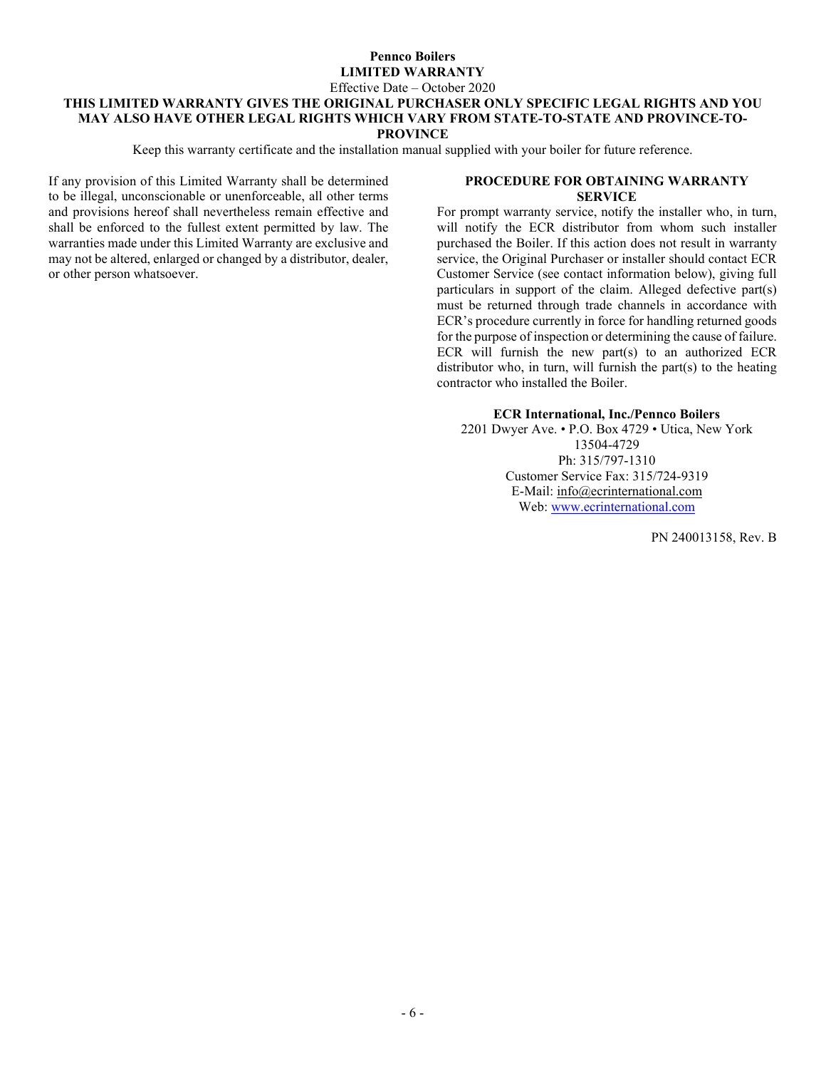**Pennco Boilers**
**LIMITED WARRANTY**
Effective Date – October 2020

**THIS LIMITED WARRANTY GIVES THE ORIGINAL PURCHASER ONLY SPECIFIC LEGAL RIGHTS AND YOU MAY ALSO HAVE OTHER LEGAL RIGHTS WHICH VARY FROM STATE-TO-STATE AND PROVINCE-TO-PROVINCE**

Keep this warranty certificate and the installation manual supplied with your boiler for future reference.

If any provision of this Limited Warranty shall be determined to be illegal, unconscionable or unenforceable, all other terms and provisions hereof shall nevertheless remain effective and shall be enforced to the fullest extent permitted by law. The warranties made under this Limited Warranty are exclusive and may not be altered, enlarged or changed by a distributor, dealer, or other person whatsoever.

**PROCEDURE FOR OBTAINING WARRANTY SERVICE**

For prompt warranty service, notify the installer who, in turn, will notify the ECR distributor from whom such installer purchased the Boiler. If this action does not result in warranty service, the Original Purchaser or installer should contact ECR Customer Service (see contact information below), giving full particulars in support of the claim. Alleged defective part(s) must be returned through trade channels in accordance with ECR's procedure currently in force for handling returned goods for the purpose of inspection or determining the cause of failure. ECR will furnish the new part(s) to an authorized ECR distributor who, in turn, will furnish the part(s) to the heating contractor who installed the Boiler.

**ECR International, Inc./Pennco Boilers**
2201 Dwyer Ave. • P.O. Box 4729 • Utica, New York 13504-4729
Ph: 315/797-1310
Customer Service Fax: 315/724-9319
E-Mail: info@ecrinternational.com
Web: www.ecrinternational.com

PN 240013158, Rev. B